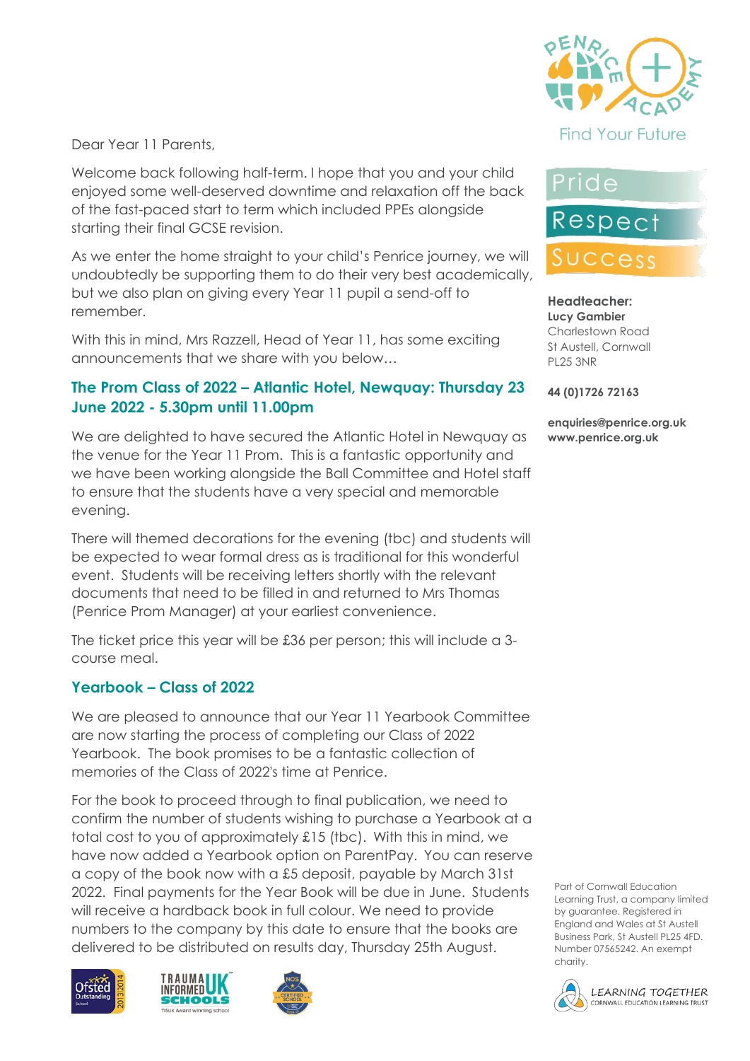Dear Year 11 Parents,

Welcome back following half-term. I hope that you and your child enjoyed some well-deserved downtime and relaxation off the back of the fast-paced start to term which included PPEs alongside starting their final GCSE revision.

As we enter the home straight to your child's Penrice journey, we will undoubtedly be supporting them to do their very best academically, but we also plan on giving every Year 11 pupil a send-off to remember.

With this in mind, Mrs Razzell, Head of Year 11, has some exciting announcements that we share with you below…

## The Prom Class of 2022 – Atlantic Hotel, Newquay: Thursday 23 June 2022 - 5.30pm until 11.00pm

We are delighted to have secured the Atlantic Hotel in Newquay as the venue for the Year 11 Prom. This is a fantastic opportunity and we have been working alongside the Ball Committee and Hotel staff to ensure that the students have a very special and memorable evening.

There will themed decorations for the evening (tbc) and students will be expected to wear formal dress as is traditional for this wonderful event. Students will be receiving letters shortly with the relevant documents that need to be filled in and returned to Mrs Thomas (Penrice Prom Manager) at your earliest convenience.

The ticket price this year will be £36 per person; this will include a 3-course meal.

## Yearbook – Class of 2022

We are pleased to announce that our Year 11 Yearbook Committee are now starting the process of completing our Class of 2022 Yearbook. The book promises to be a fantastic collection of memories of the Class of 2022's time at Penrice.

For the book to proceed through to final publication, we need to confirm the number of students wishing to purchase a Yearbook at a total cost to you of approximately £15 (tbc). With this in mind, we have now added a Yearbook option on ParentPay. You can reserve a copy of the book now with a £5 deposit, payable by March 31st 2022. Final payments for the Year Book will be due in June. Students will receive a hardback book in full colour. We need to provide numbers to the company by this date to ensure that the books are delivered to be distributed on results day, Thursday 25th August.

Find Your Future

Pride
Respect
Success

**Headteacher:**
**Lucy Gambier**
Charlestown Road
St Austell, Cornwall
PL25 3NR

**44 (0)1726 72163**

**enquiries@penrice.org.uk**
**www.penrice.org.uk**

Part of Cornwall Education Learning Trust, a company limited by guarantee. Registered in England and Wales at St Austell Business Park, St Austell PL25 4FD. Number 07565242. An exempt charity.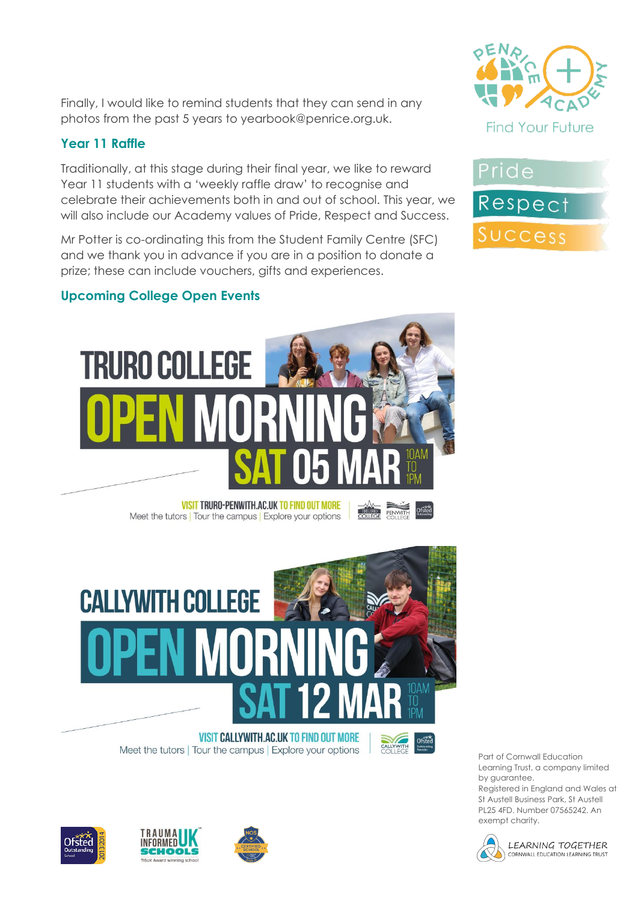Finally, I would like to remind students that they can send in any photos from the past 5 years to yearbook@penrice.org.uk.

## Year 11 Raffle

Traditionally, at this stage during their final year, we like to reward Year 11 students with a 'weekly raffle draw' to recognise and celebrate their achievements both in and out of school. This year, we will also include our Academy values of Pride, Respect and Success.

Mr Potter is co-ordinating this from the Student Family Centre (SFC) and we thank you in advance if you are in a position to donate a prize; these can include vouchers, gifts and experiences.

## Upcoming College Open Events

**TRURO COLLEGE OPEN MORNING SAT 05 MAR 10AM TO 1PM**

VISIT TRURO-PENWITH.AC.UK TO FIND OUT MORE
Meet the tutors | Tour the campus | Explore your options

**CALLYWITH COLLEGE OPEN MORNING SAT 12 MAR 10AM TO 1PM**

VISIT CALLYWITH.AC.UK TO FIND OUT MORE
Meet the tutors | Tour the campus | Explore your options

Part of Cornwall Education Learning Trust, a company limited by guarantee. Registered in England and Wales at St Austell Business Park, St Austell PL25 4FD. Number 07565242. An exempt charity.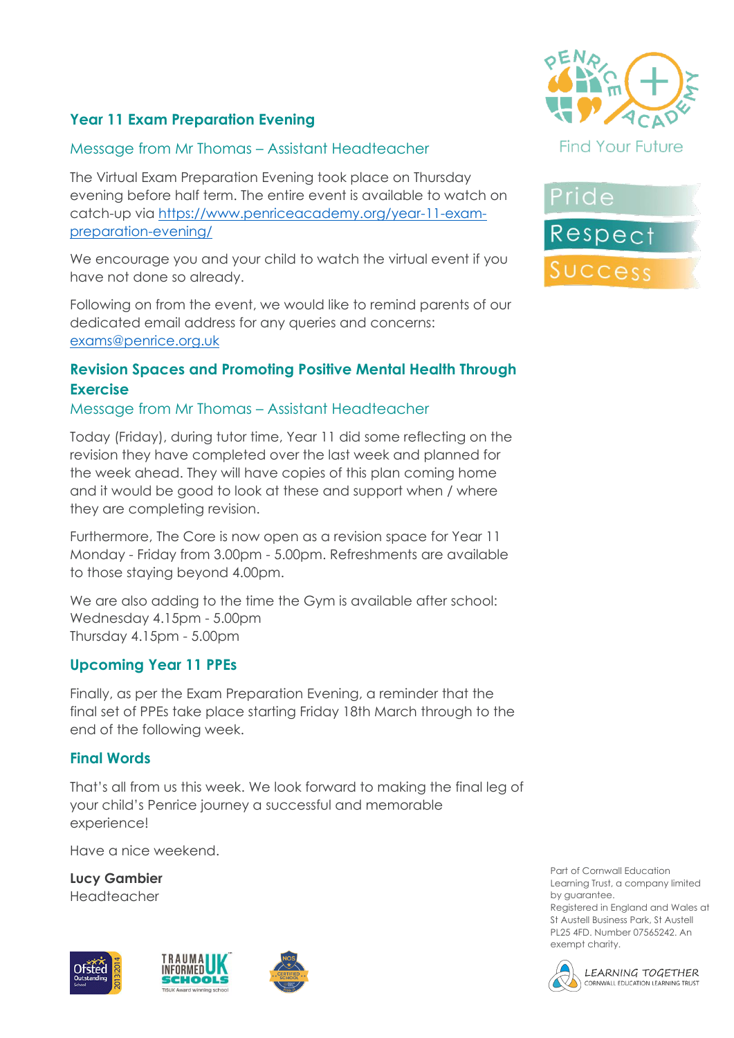## Year 11 Exam Preparation Evening

### Message from Mr Thomas – Assistant Headteacher

The Virtual Exam Preparation Evening took place on Thursday evening before half term. The entire event is available to watch on catch-up via https://www.penriceacademy.org/year-11-exam-preparation-evening/

We encourage you and your child to watch the virtual event if you have not done so already.

Following on from the event, we would like to remind parents of our dedicated email address for any queries and concerns: exams@penrice.org.uk

## Revision Spaces and Promoting Positive Mental Health Through Exercise

### Message from Mr Thomas – Assistant Headteacher

Today (Friday), during tutor time, Year 11 did some reflecting on the revision they have completed over the last week and planned for the week ahead. They will have copies of this plan coming home and it would be good to look at these and support when / where they are completing revision.

Furthermore, The Core is now open as a revision space for Year 11 Monday - Friday from 3.00pm - 5.00pm. Refreshments are available to those staying beyond 4.00pm.

We are also adding to the time the Gym is available after school:
Wednesday 4.15pm - 5.00pm
Thursday 4.15pm - 5.00pm

## Upcoming Year 11 PPEs

Finally, as per the Exam Preparation Evening, a reminder that the final set of PPEs take place starting Friday 18th March through to the end of the following week.

## Final Words

That's all from us this week. We look forward to making the final leg of your child's Penrice journey a successful and memorable experience!

Have a nice weekend.

**Lucy Gambier**
Headteacher

Find Your Future

Pride
Respect
Success

Part of Cornwall Education Learning Trust, a company limited by guarantee. Registered in England and Wales at St Austell Business Park, St Austell PL25 4FD. Number 07565242. An exempt charity.

LEARNING TOGETHER
CORNWALL EDUCATION LEARNING TRUST